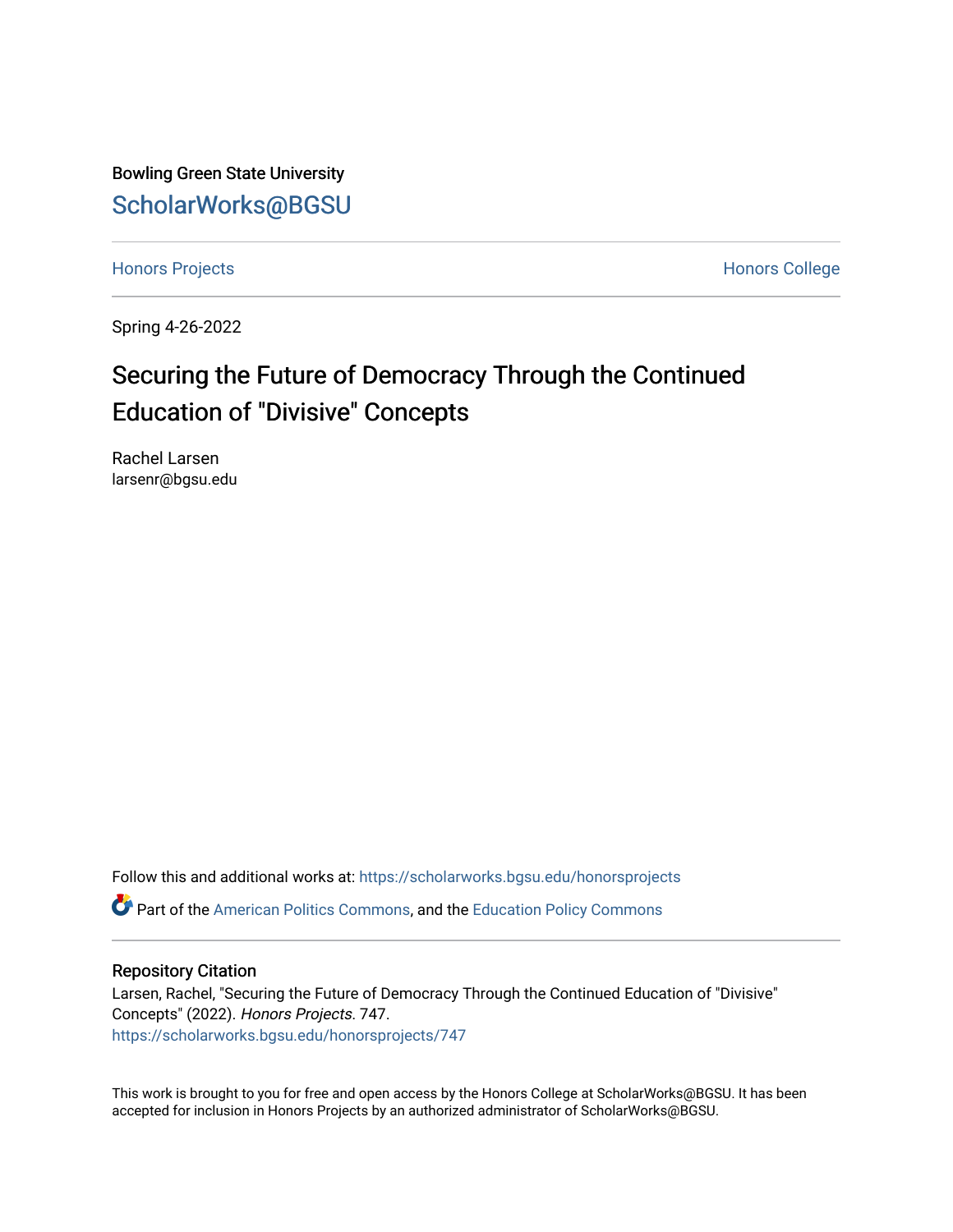Bowling Green State University

ScholarWorks@BGSU

Honors Projects | Honors College

Spring 4-26-2022

# Securing the Future of Democracy Through the Continued Education of "Divisive" Concepts

Rachel Larsen
larsenr@bgsu.edu

Follow this and additional works at: https://scholarworks.bgsu.edu/honorsprojects

Part of the American Politics Commons, and the Education Policy Commons

## Repository Citation

Larsen, Rachel, "Securing the Future of Democracy Through the Continued Education of "Divisive" Concepts" (2022). *Honors Projects*. 747.
https://scholarworks.bgsu.edu/honorsprojects/747

This work is brought to you for free and open access by the Honors College at ScholarWorks@BGSU. It has been accepted for inclusion in Honors Projects by an authorized administrator of ScholarWorks@BGSU.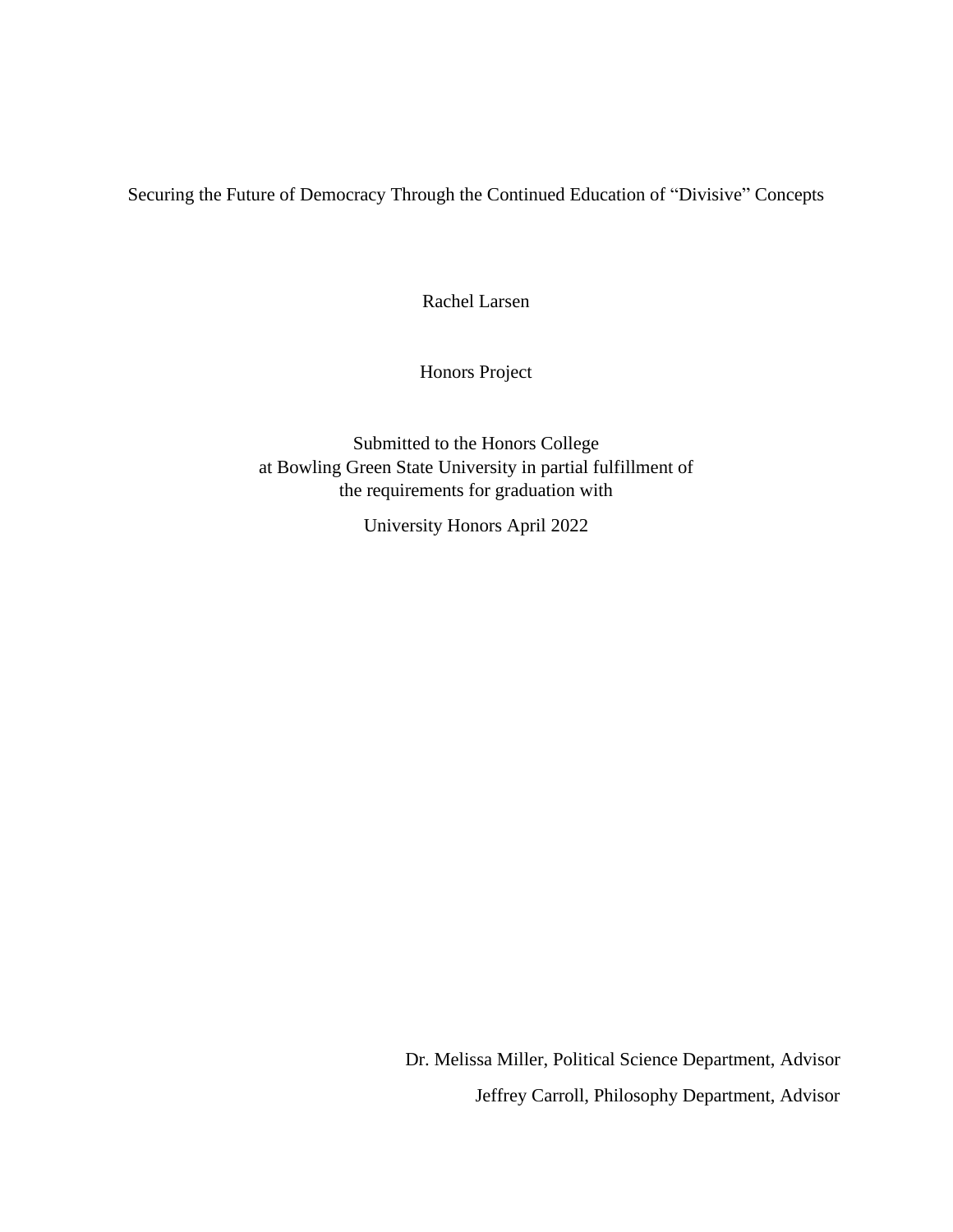# Securing the Future of Democracy Through the Continued Education of "Divisive" Concepts

Rachel Larsen

Honors Project

Submitted to the Honors College
at Bowling Green State University in partial fulfillment of
the requirements for graduation with

University Honors April 2022

Dr. Melissa Miller, Political Science Department, Advisor

Jeffrey Carroll, Philosophy Department, Advisor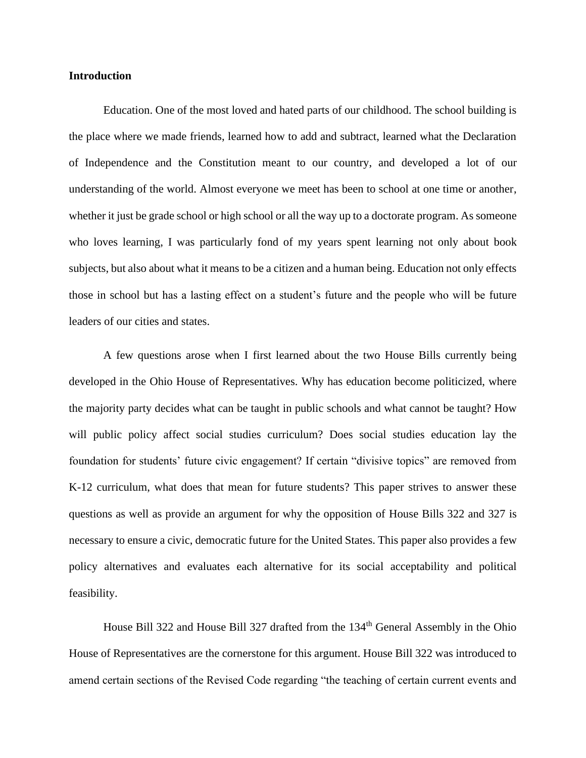**Introduction**

Education. One of the most loved and hated parts of our childhood. The school building is the place where we made friends, learned how to add and subtract, learned what the Declaration of Independence and the Constitution meant to our country, and developed a lot of our understanding of the world. Almost everyone we meet has been to school at one time or another, whether it just be grade school or high school or all the way up to a doctorate program. As someone who loves learning, I was particularly fond of my years spent learning not only about book subjects, but also about what it means to be a citizen and a human being. Education not only effects those in school but has a lasting effect on a student's future and the people who will be future leaders of our cities and states.

A few questions arose when I first learned about the two House Bills currently being developed in the Ohio House of Representatives. Why has education become politicized, where the majority party decides what can be taught in public schools and what cannot be taught? How will public policy affect social studies curriculum? Does social studies education lay the foundation for students' future civic engagement? If certain "divisive topics" are removed from K-12 curriculum, what does that mean for future students? This paper strives to answer these questions as well as provide an argument for why the opposition of House Bills 322 and 327 is necessary to ensure a civic, democratic future for the United States. This paper also provides a few policy alternatives and evaluates each alternative for its social acceptability and political feasibility.

House Bill 322 and House Bill 327 drafted from the 134th General Assembly in the Ohio House of Representatives are the cornerstone for this argument. House Bill 322 was introduced to amend certain sections of the Revised Code regarding "the teaching of certain current events and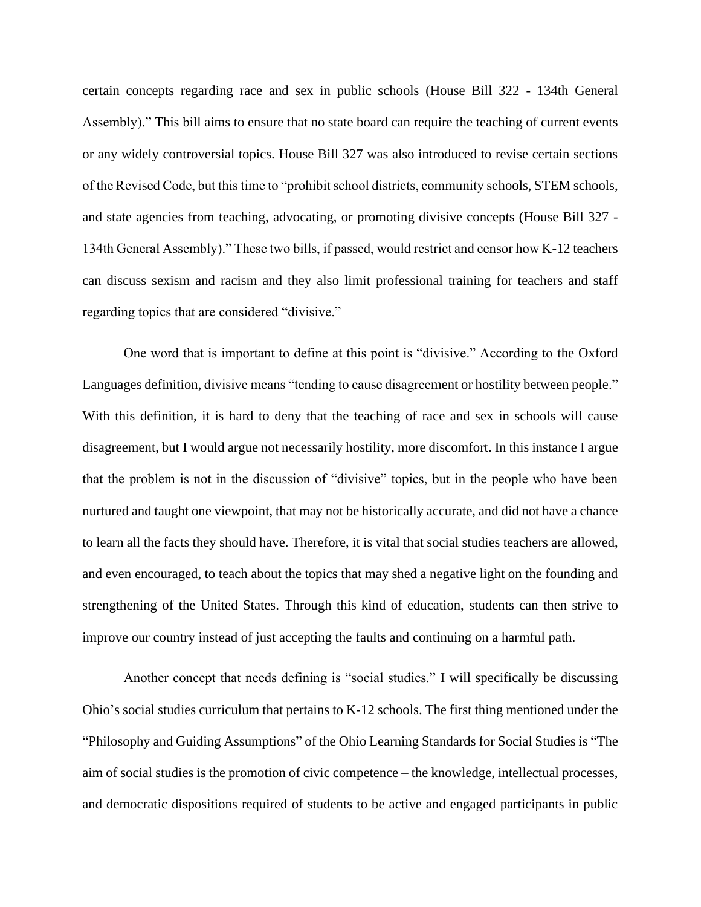certain concepts regarding race and sex in public schools (House Bill 322 - 134th General Assembly)." This bill aims to ensure that no state board can require the teaching of current events or any widely controversial topics. House Bill 327 was also introduced to revise certain sections of the Revised Code, but this time to "prohibit school districts, community schools, STEM schools, and state agencies from teaching, advocating, or promoting divisive concepts (House Bill 327 - 134th General Assembly)." These two bills, if passed, would restrict and censor how K-12 teachers can discuss sexism and racism and they also limit professional training for teachers and staff regarding topics that are considered "divisive."

One word that is important to define at this point is "divisive." According to the Oxford Languages definition, divisive means "tending to cause disagreement or hostility between people." With this definition, it is hard to deny that the teaching of race and sex in schools will cause disagreement, but I would argue not necessarily hostility, more discomfort. In this instance I argue that the problem is not in the discussion of "divisive" topics, but in the people who have been nurtured and taught one viewpoint, that may not be historically accurate, and did not have a chance to learn all the facts they should have. Therefore, it is vital that social studies teachers are allowed, and even encouraged, to teach about the topics that may shed a negative light on the founding and strengthening of the United States. Through this kind of education, students can then strive to improve our country instead of just accepting the faults and continuing on a harmful path.

Another concept that needs defining is "social studies." I will specifically be discussing Ohio's social studies curriculum that pertains to K-12 schools. The first thing mentioned under the "Philosophy and Guiding Assumptions" of the Ohio Learning Standards for Social Studies is "The aim of social studies is the promotion of civic competence – the knowledge, intellectual processes, and democratic dispositions required of students to be active and engaged participants in public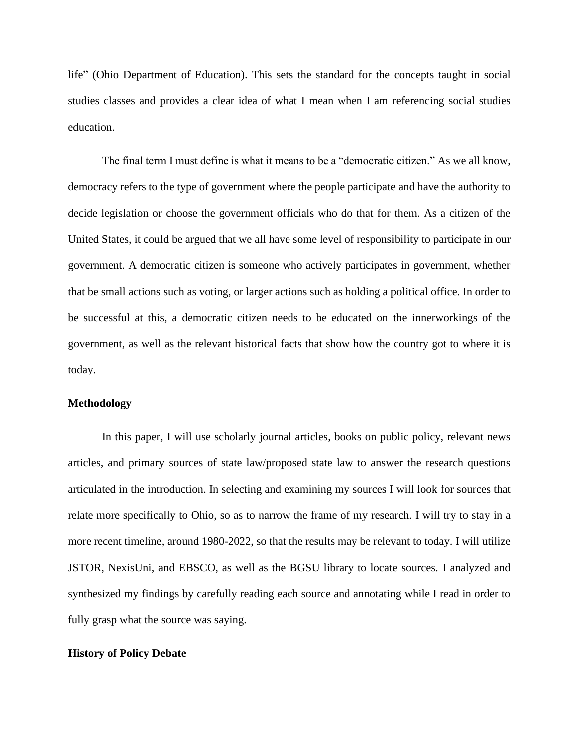life" (Ohio Department of Education). This sets the standard for the concepts taught in social studies classes and provides a clear idea of what I mean when I am referencing social studies education.

The final term I must define is what it means to be a "democratic citizen." As we all know, democracy refers to the type of government where the people participate and have the authority to decide legislation or choose the government officials who do that for them. As a citizen of the United States, it could be argued that we all have some level of responsibility to participate in our government. A democratic citizen is someone who actively participates in government, whether that be small actions such as voting, or larger actions such as holding a political office. In order to be successful at this, a democratic citizen needs to be educated on the innerworkings of the government, as well as the relevant historical facts that show how the country got to where it is today.

**Methodology**

In this paper, I will use scholarly journal articles, books on public policy, relevant news articles, and primary sources of state law/proposed state law to answer the research questions articulated in the introduction. In selecting and examining my sources I will look for sources that relate more specifically to Ohio, so as to narrow the frame of my research. I will try to stay in a more recent timeline, around 1980-2022, so that the results may be relevant to today. I will utilize JSTOR, NexisUni, and EBSCO, as well as the BGSU library to locate sources. I analyzed and synthesized my findings by carefully reading each source and annotating while I read in order to fully grasp what the source was saying.

**History of Policy Debate**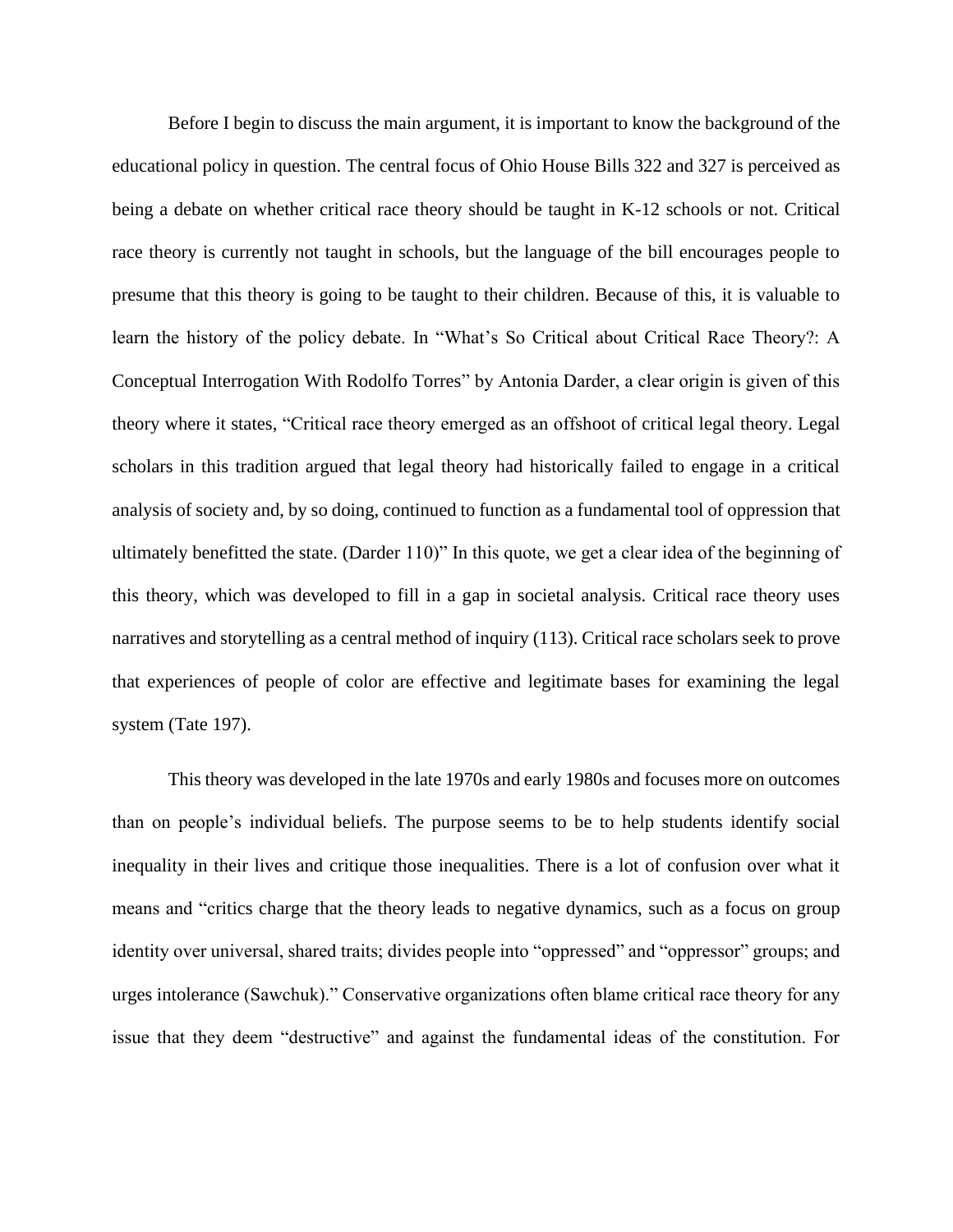Before I begin to discuss the main argument, it is important to know the background of the educational policy in question. The central focus of Ohio House Bills 322 and 327 is perceived as being a debate on whether critical race theory should be taught in K-12 schools or not. Critical race theory is currently not taught in schools, but the language of the bill encourages people to presume that this theory is going to be taught to their children. Because of this, it is valuable to learn the history of the policy debate. In "What's So Critical about Critical Race Theory?: A Conceptual Interrogation With Rodolfo Torres" by Antonia Darder, a clear origin is given of this theory where it states, "Critical race theory emerged as an offshoot of critical legal theory. Legal scholars in this tradition argued that legal theory had historically failed to engage in a critical analysis of society and, by so doing, continued to function as a fundamental tool of oppression that ultimately benefitted the state. (Darder 110)" In this quote, we get a clear idea of the beginning of this theory, which was developed to fill in a gap in societal analysis. Critical race theory uses narratives and storytelling as a central method of inquiry (113). Critical race scholars seek to prove that experiences of people of color are effective and legitimate bases for examining the legal system (Tate 197).

This theory was developed in the late 1970s and early 1980s and focuses more on outcomes than on people's individual beliefs. The purpose seems to be to help students identify social inequality in their lives and critique those inequalities. There is a lot of confusion over what it means and "critics charge that the theory leads to negative dynamics, such as a focus on group identity over universal, shared traits; divides people into "oppressed" and "oppressor" groups; and urges intolerance (Sawchuk)." Conservative organizations often blame critical race theory for any issue that they deem "destructive" and against the fundamental ideas of the constitution. For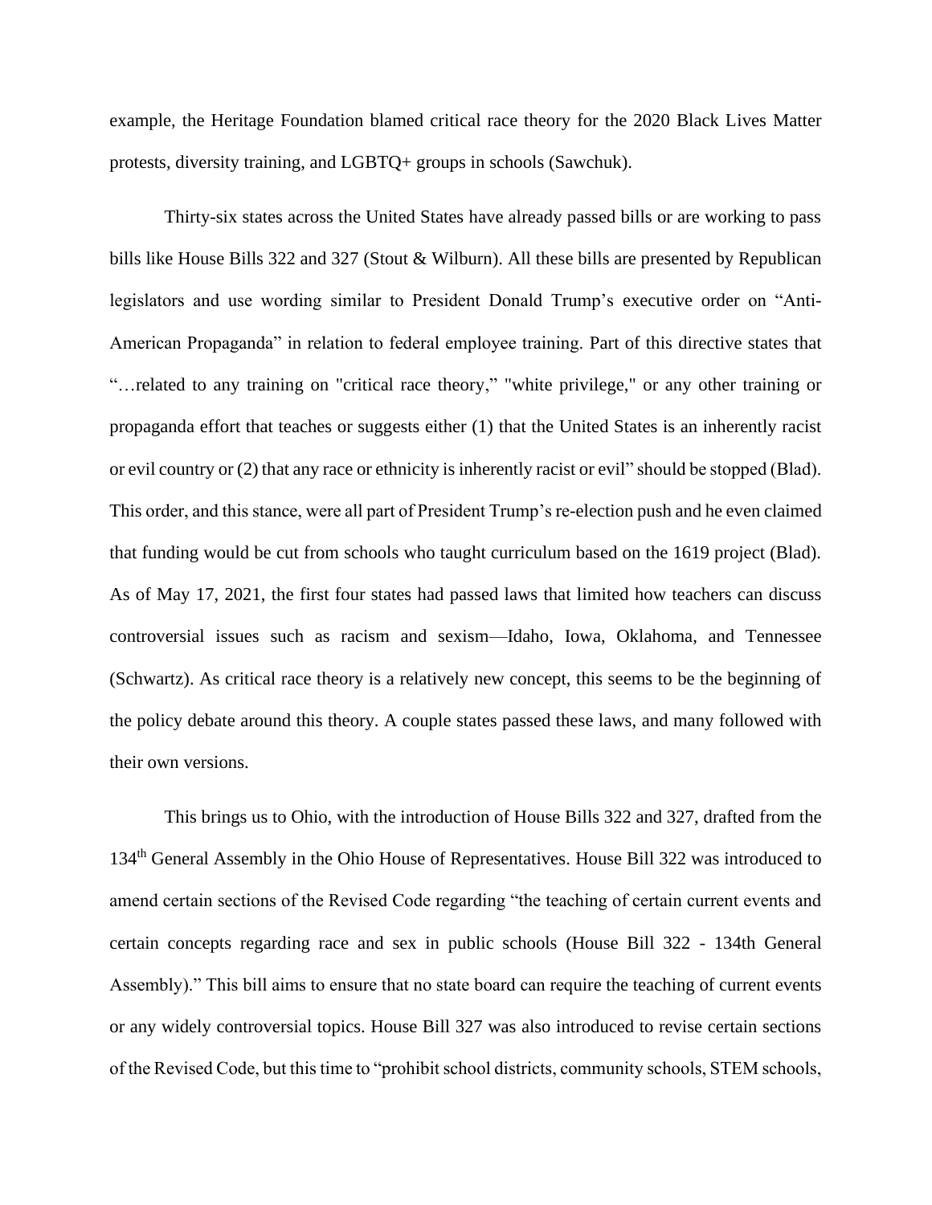example, the Heritage Foundation blamed critical race theory for the 2020 Black Lives Matter protests, diversity training, and LGBTQ+ groups in schools (Sawchuk).

Thirty-six states across the United States have already passed bills or are working to pass bills like House Bills 322 and 327 (Stout & Wilburn). All these bills are presented by Republican legislators and use wording similar to President Donald Trump's executive order on "Anti-American Propaganda" in relation to federal employee training. Part of this directive states that "…related to any training on "critical race theory," "white privilege," or any other training or propaganda effort that teaches or suggests either (1) that the United States is an inherently racist or evil country or (2) that any race or ethnicity is inherently racist or evil" should be stopped (Blad). This order, and this stance, were all part of President Trump's re-election push and he even claimed that funding would be cut from schools who taught curriculum based on the 1619 project (Blad). As of May 17, 2021, the first four states had passed laws that limited how teachers can discuss controversial issues such as racism and sexism—Idaho, Iowa, Oklahoma, and Tennessee (Schwartz). As critical race theory is a relatively new concept, this seems to be the beginning of the policy debate around this theory. A couple states passed these laws, and many followed with their own versions.

This brings us to Ohio, with the introduction of House Bills 322 and 327, drafted from the 134th General Assembly in the Ohio House of Representatives. House Bill 322 was introduced to amend certain sections of the Revised Code regarding "the teaching of certain current events and certain concepts regarding race and sex in public schools (House Bill 322 - 134th General Assembly)." This bill aims to ensure that no state board can require the teaching of current events or any widely controversial topics. House Bill 327 was also introduced to revise certain sections of the Revised Code, but this time to "prohibit school districts, community schools, STEM schools,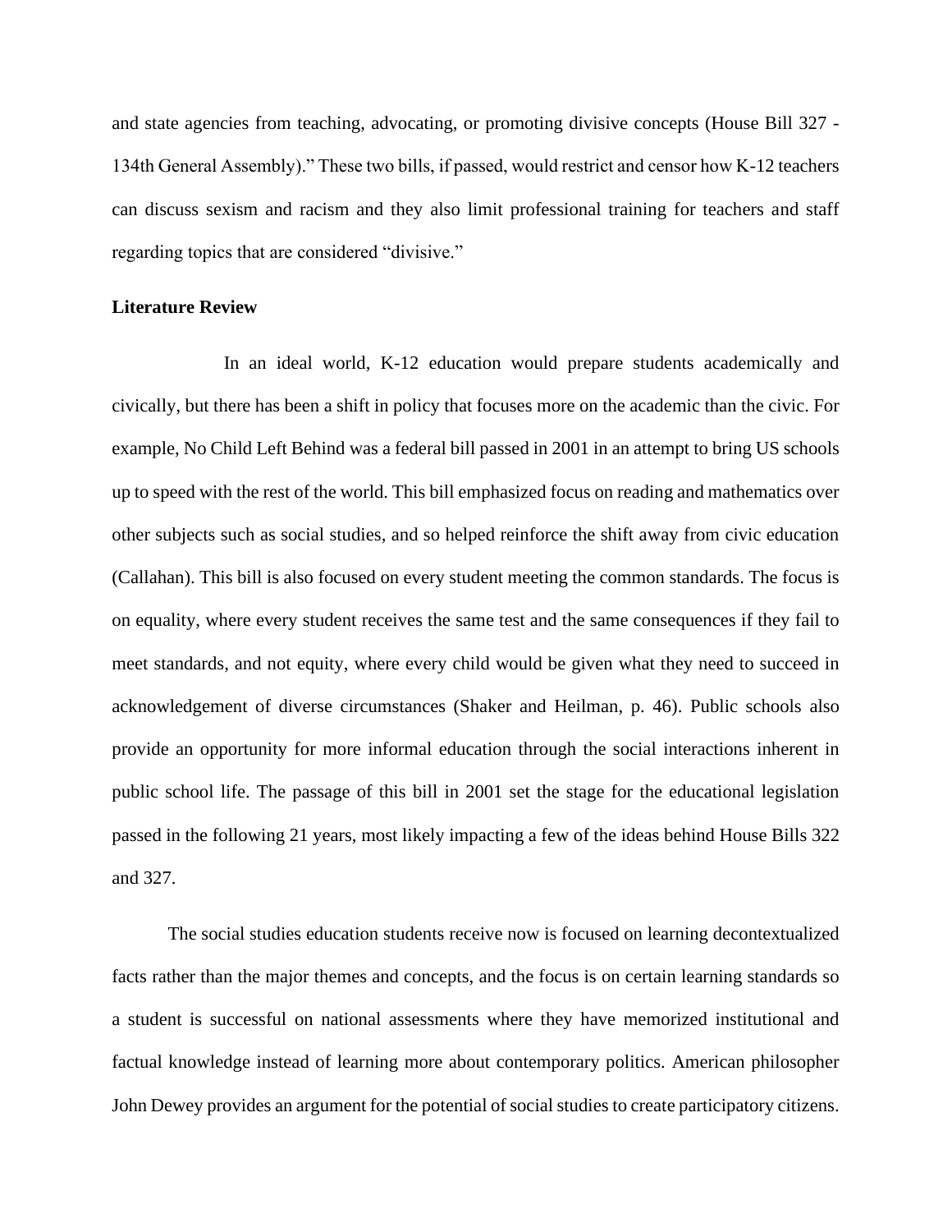and state agencies from teaching, advocating, or promoting divisive concepts (House Bill 327 - 134th General Assembly)." These two bills, if passed, would restrict and censor how K-12 teachers can discuss sexism and racism and they also limit professional training for teachers and staff regarding topics that are considered "divisive."

**Literature Review**

In an ideal world, K-12 education would prepare students academically and civically, but there has been a shift in policy that focuses more on the academic than the civic. For example, No Child Left Behind was a federal bill passed in 2001 in an attempt to bring US schools up to speed with the rest of the world. This bill emphasized focus on reading and mathematics over other subjects such as social studies, and so helped reinforce the shift away from civic education (Callahan). This bill is also focused on every student meeting the common standards. The focus is on equality, where every student receives the same test and the same consequences if they fail to meet standards, and not equity, where every child would be given what they need to succeed in acknowledgement of diverse circumstances (Shaker and Heilman, p. 46). Public schools also provide an opportunity for more informal education through the social interactions inherent in public school life. The passage of this bill in 2001 set the stage for the educational legislation passed in the following 21 years, most likely impacting a few of the ideas behind House Bills 322 and 327.

The social studies education students receive now is focused on learning decontextualized facts rather than the major themes and concepts, and the focus is on certain learning standards so a student is successful on national assessments where they have memorized institutional and factual knowledge instead of learning more about contemporary politics. American philosopher John Dewey provides an argument for the potential of social studies to create participatory citizens.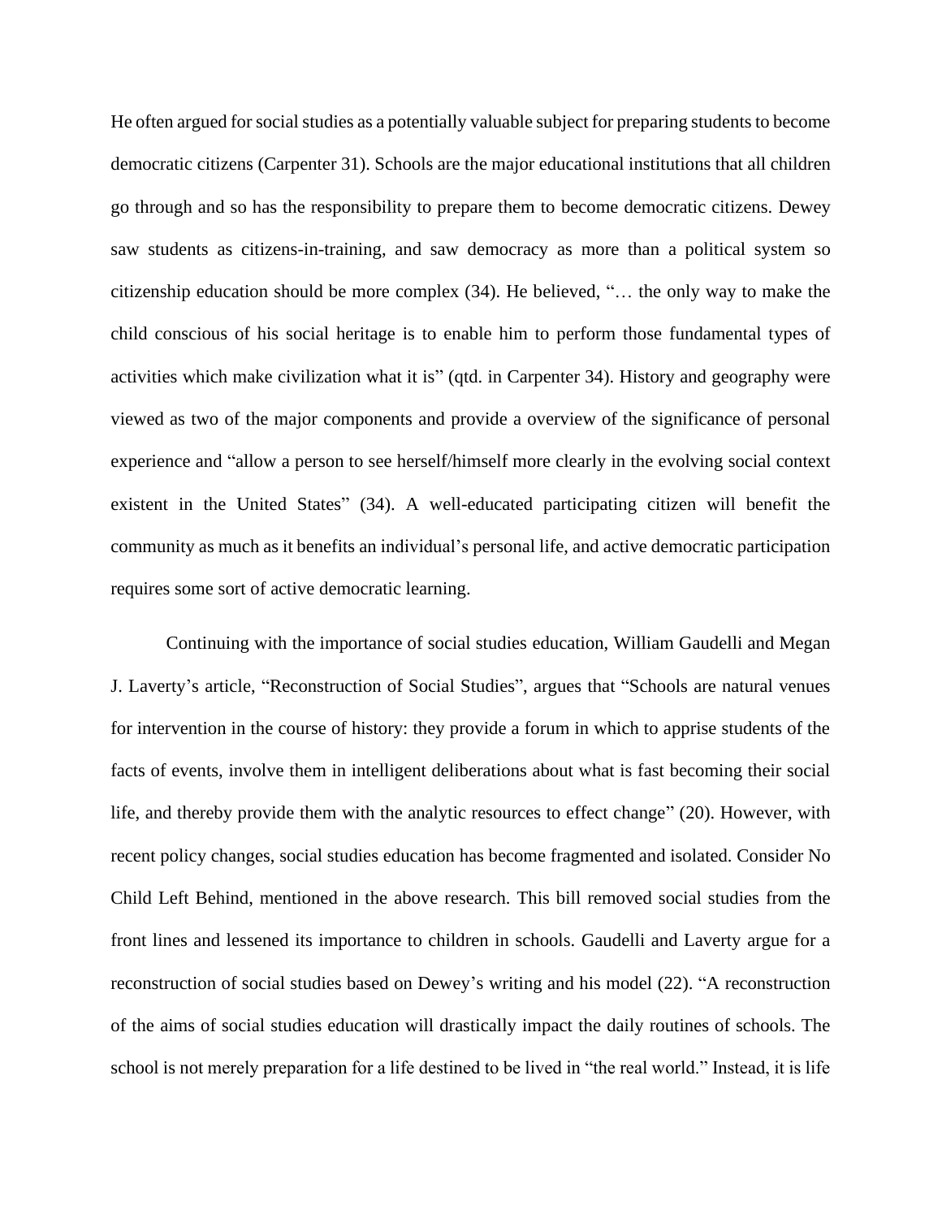He often argued for social studies as a potentially valuable subject for preparing students to become democratic citizens (Carpenter 31). Schools are the major educational institutions that all children go through and so has the responsibility to prepare them to become democratic citizens. Dewey saw students as citizens-in-training, and saw democracy as more than a political system so citizenship education should be more complex (34). He believed, "… the only way to make the child conscious of his social heritage is to enable him to perform those fundamental types of activities which make civilization what it is" (qtd. in Carpenter 34). History and geography were viewed as two of the major components and provide a overview of the significance of personal experience and "allow a person to see herself/himself more clearly in the evolving social context existent in the United States" (34). A well-educated participating citizen will benefit the community as much as it benefits an individual's personal life, and active democratic participation requires some sort of active democratic learning.

Continuing with the importance of social studies education, William Gaudelli and Megan J. Laverty's article, "Reconstruction of Social Studies", argues that "Schools are natural venues for intervention in the course of history: they provide a forum in which to apprise students of the facts of events, involve them in intelligent deliberations about what is fast becoming their social life, and thereby provide them with the analytic resources to effect change" (20). However, with recent policy changes, social studies education has become fragmented and isolated. Consider No Child Left Behind, mentioned in the above research. This bill removed social studies from the front lines and lessened its importance to children in schools. Gaudelli and Laverty argue for a reconstruction of social studies based on Dewey's writing and his model (22). "A reconstruction of the aims of social studies education will drastically impact the daily routines of schools. The school is not merely preparation for a life destined to be lived in "the real world." Instead, it is life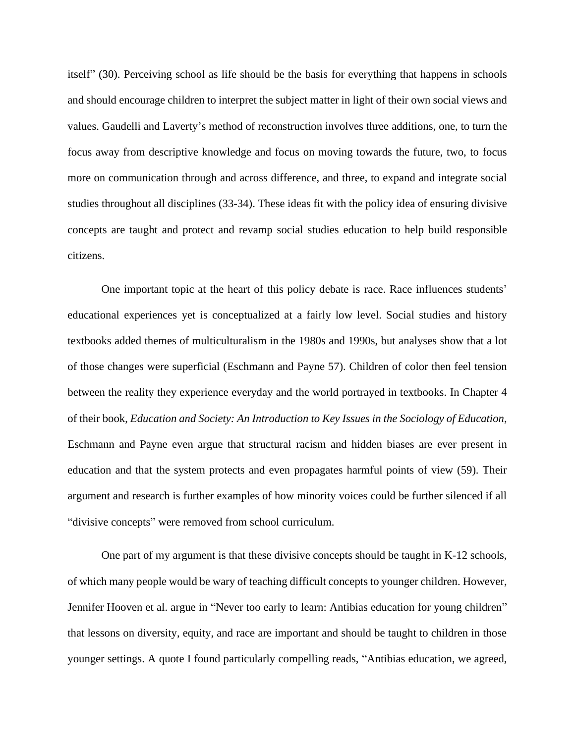itself" (30). Perceiving school as life should be the basis for everything that happens in schools and should encourage children to interpret the subject matter in light of their own social views and values. Gaudelli and Laverty's method of reconstruction involves three additions, one, to turn the focus away from descriptive knowledge and focus on moving towards the future, two, to focus more on communication through and across difference, and three, to expand and integrate social studies throughout all disciplines (33-34). These ideas fit with the policy idea of ensuring divisive concepts are taught and protect and revamp social studies education to help build responsible citizens.

One important topic at the heart of this policy debate is race. Race influences students' educational experiences yet is conceptualized at a fairly low level. Social studies and history textbooks added themes of multiculturalism in the 1980s and 1990s, but analyses show that a lot of those changes were superficial (Eschmann and Payne 57). Children of color then feel tension between the reality they experience everyday and the world portrayed in textbooks. In Chapter 4 of their book, *Education and Society: An Introduction to Key Issues in the Sociology of Education*, Eschmann and Payne even argue that structural racism and hidden biases are ever present in education and that the system protects and even propagates harmful points of view (59). Their argument and research is further examples of how minority voices could be further silenced if all "divisive concepts" were removed from school curriculum.

One part of my argument is that these divisive concepts should be taught in K-12 schools, of which many people would be wary of teaching difficult concepts to younger children. However, Jennifer Hooven et al. argue in "Never too early to learn: Antibias education for young children" that lessons on diversity, equity, and race are important and should be taught to children in those younger settings. A quote I found particularly compelling reads, "Antibias education, we agreed,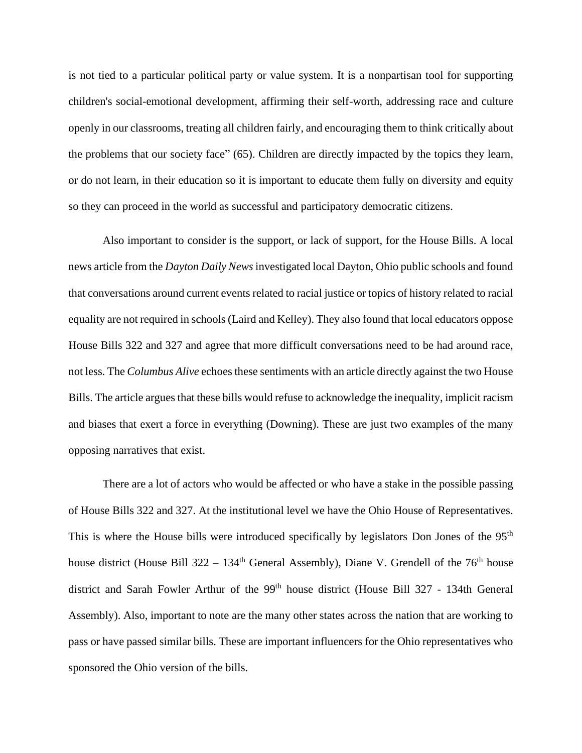is not tied to a particular political party or value system. It is a nonpartisan tool for supporting children's social-emotional development, affirming their self-worth, addressing race and culture openly in our classrooms, treating all children fairly, and encouraging them to think critically about the problems that our society face" (65). Children are directly impacted by the topics they learn, or do not learn, in their education so it is important to educate them fully on diversity and equity so they can proceed in the world as successful and participatory democratic citizens.

Also important to consider is the support, or lack of support, for the House Bills. A local news article from the *Dayton Daily News* investigated local Dayton, Ohio public schools and found that conversations around current events related to racial justice or topics of history related to racial equality are not required in schools (Laird and Kelley). They also found that local educators oppose House Bills 322 and 327 and agree that more difficult conversations need to be had around race, not less. The *Columbus Alive* echoes these sentiments with an article directly against the two House Bills. The article argues that these bills would refuse to acknowledge the inequality, implicit racism and biases that exert a force in everything (Downing). These are just two examples of the many opposing narratives that exist.

There are a lot of actors who would be affected or who have a stake in the possible passing of House Bills 322 and 327. At the institutional level we have the Ohio House of Representatives. This is where the House bills were introduced specifically by legislators Don Jones of the 95th house district (House Bill 322 – 134th General Assembly), Diane V. Grendell of the 76th house district and Sarah Fowler Arthur of the 99th house district (House Bill 327 - 134th General Assembly). Also, important to note are the many other states across the nation that are working to pass or have passed similar bills. These are important influencers for the Ohio representatives who sponsored the Ohio version of the bills.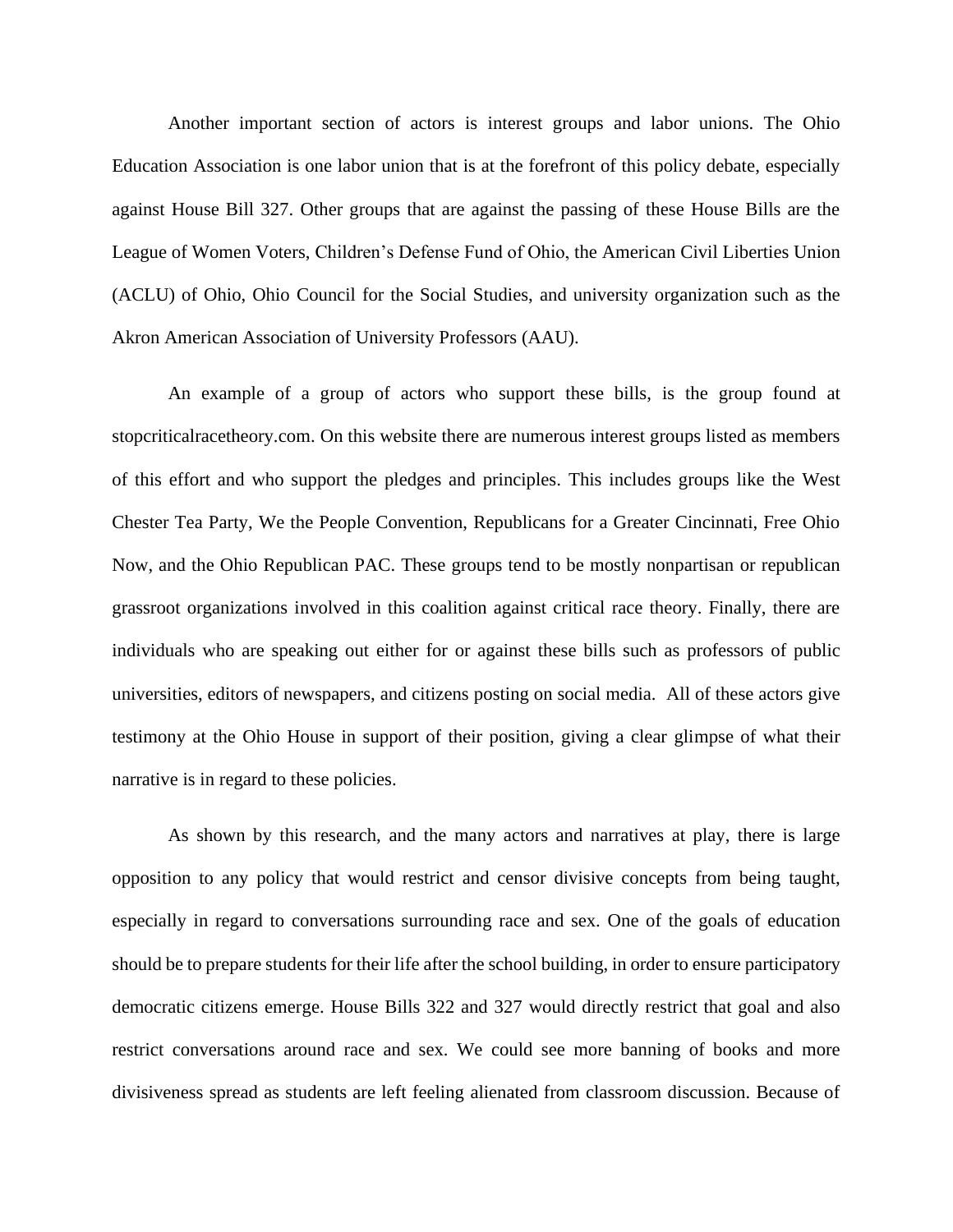Another important section of actors is interest groups and labor unions. The Ohio Education Association is one labor union that is at the forefront of this policy debate, especially against House Bill 327. Other groups that are against the passing of these House Bills are the League of Women Voters, Children's Defense Fund of Ohio, the American Civil Liberties Union (ACLU) of Ohio, Ohio Council for the Social Studies, and university organization such as the Akron American Association of University Professors (AAU).

An example of a group of actors who support these bills, is the group found at stopcriticalracetheory.com. On this website there are numerous interest groups listed as members of this effort and who support the pledges and principles. This includes groups like the West Chester Tea Party, We the People Convention, Republicans for a Greater Cincinnati, Free Ohio Now, and the Ohio Republican PAC. These groups tend to be mostly nonpartisan or republican grassroot organizations involved in this coalition against critical race theory. Finally, there are individuals who are speaking out either for or against these bills such as professors of public universities, editors of newspapers, and citizens posting on social media. All of these actors give testimony at the Ohio House in support of their position, giving a clear glimpse of what their narrative is in regard to these policies.

As shown by this research, and the many actors and narratives at play, there is large opposition to any policy that would restrict and censor divisive concepts from being taught, especially in regard to conversations surrounding race and sex. One of the goals of education should be to prepare students for their life after the school building, in order to ensure participatory democratic citizens emerge. House Bills 322 and 327 would directly restrict that goal and also restrict conversations around race and sex. We could see more banning of books and more divisiveness spread as students are left feeling alienated from classroom discussion. Because of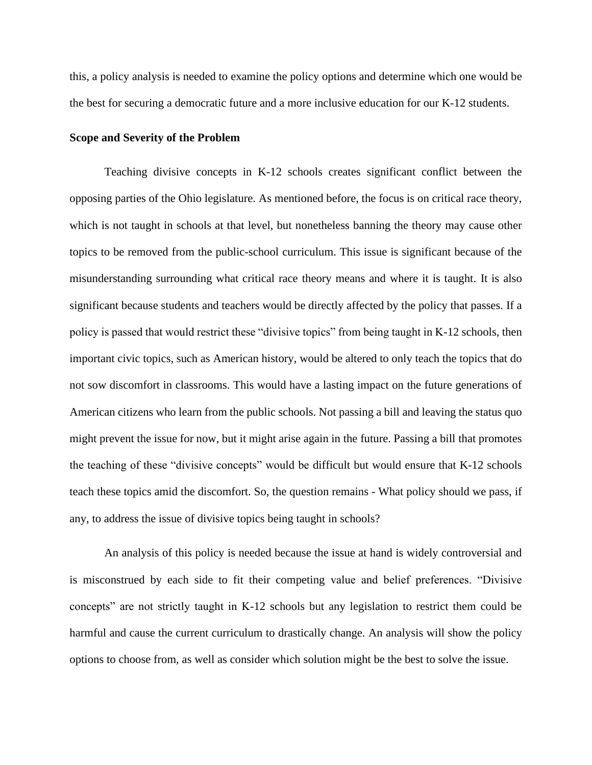this, a policy analysis is needed to examine the policy options and determine which one would be the best for securing a democratic future and a more inclusive education for our K-12 students.

**Scope and Severity of the Problem**

Teaching divisive concepts in K-12 schools creates significant conflict between the opposing parties of the Ohio legislature. As mentioned before, the focus is on critical race theory, which is not taught in schools at that level, but nonetheless banning the theory may cause other topics to be removed from the public-school curriculum. This issue is significant because of the misunderstanding surrounding what critical race theory means and where it is taught. It is also significant because students and teachers would be directly affected by the policy that passes. If a policy is passed that would restrict these "divisive topics" from being taught in K-12 schools, then important civic topics, such as American history, would be altered to only teach the topics that do not sow discomfort in classrooms. This would have a lasting impact on the future generations of American citizens who learn from the public schools. Not passing a bill and leaving the status quo might prevent the issue for now, but it might arise again in the future. Passing a bill that promotes the teaching of these "divisive concepts" would be difficult but would ensure that K-12 schools teach these topics amid the discomfort. So, the question remains - What policy should we pass, if any, to address the issue of divisive topics being taught in schools?

An analysis of this policy is needed because the issue at hand is widely controversial and is misconstrued by each side to fit their competing value and belief preferences. "Divisive concepts" are not strictly taught in K-12 schools but any legislation to restrict them could be harmful and cause the current curriculum to drastically change. An analysis will show the policy options to choose from, as well as consider which solution might be the best to solve the issue.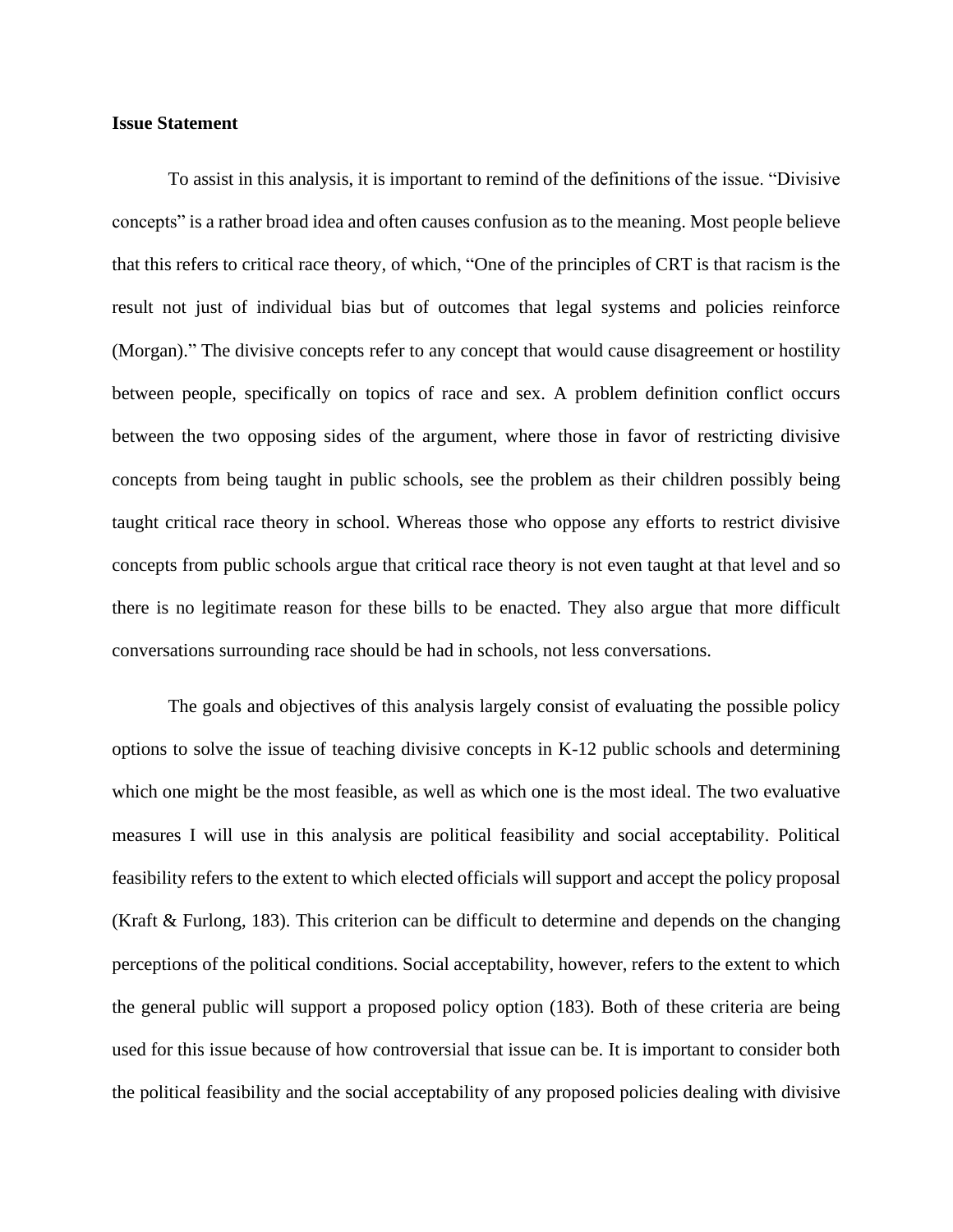**Issue Statement**

To assist in this analysis, it is important to remind of the definitions of the issue. "Divisive concepts" is a rather broad idea and often causes confusion as to the meaning. Most people believe that this refers to critical race theory, of which, "One of the principles of CRT is that racism is the result not just of individual bias but of outcomes that legal systems and policies reinforce (Morgan)." The divisive concepts refer to any concept that would cause disagreement or hostility between people, specifically on topics of race and sex. A problem definition conflict occurs between the two opposing sides of the argument, where those in favor of restricting divisive concepts from being taught in public schools, see the problem as their children possibly being taught critical race theory in school. Whereas those who oppose any efforts to restrict divisive concepts from public schools argue that critical race theory is not even taught at that level and so there is no legitimate reason for these bills to be enacted. They also argue that more difficult conversations surrounding race should be had in schools, not less conversations.

The goals and objectives of this analysis largely consist of evaluating the possible policy options to solve the issue of teaching divisive concepts in K-12 public schools and determining which one might be the most feasible, as well as which one is the most ideal. The two evaluative measures I will use in this analysis are political feasibility and social acceptability. Political feasibility refers to the extent to which elected officials will support and accept the policy proposal (Kraft & Furlong, 183). This criterion can be difficult to determine and depends on the changing perceptions of the political conditions. Social acceptability, however, refers to the extent to which the general public will support a proposed policy option (183). Both of these criteria are being used for this issue because of how controversial that issue can be. It is important to consider both the political feasibility and the social acceptability of any proposed policies dealing with divisive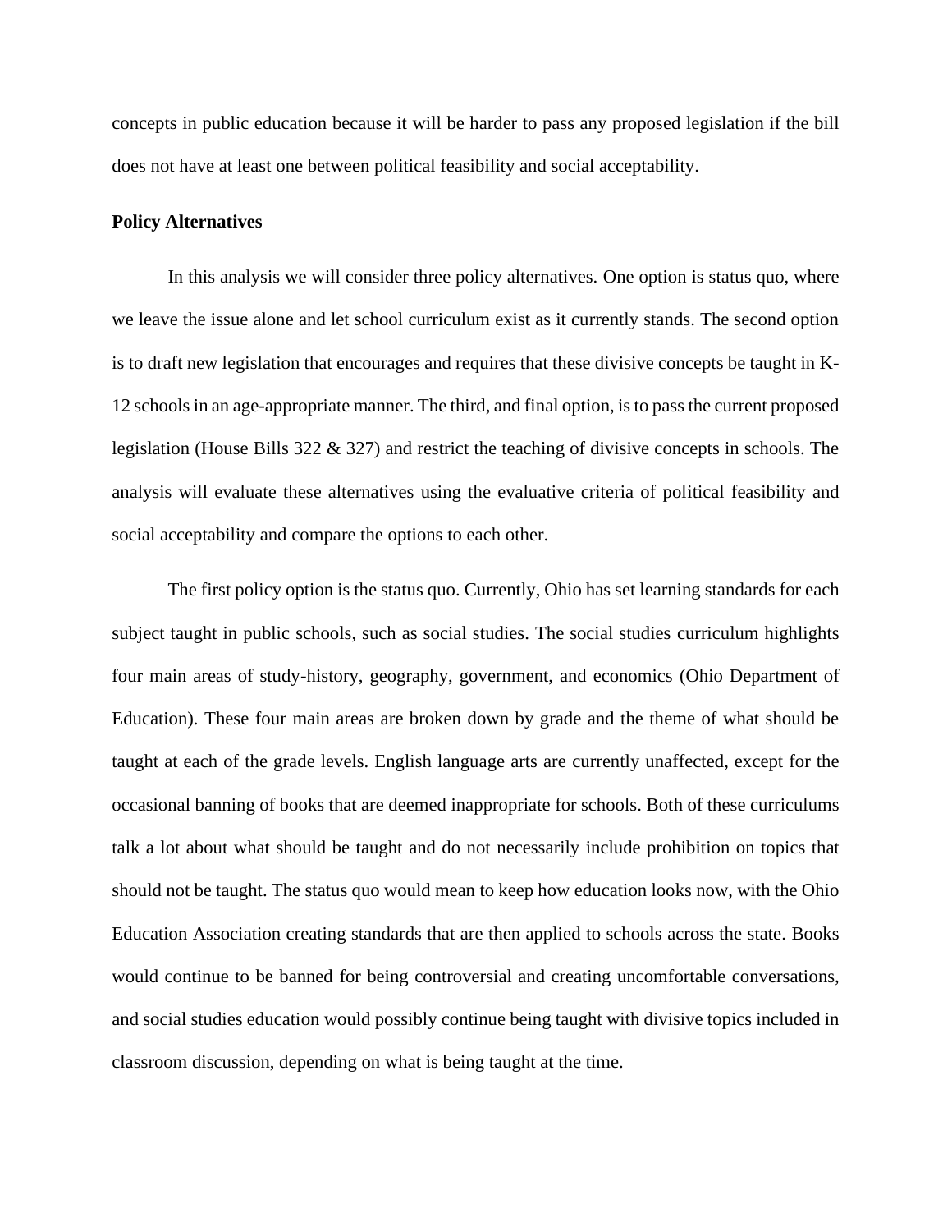concepts in public education because it will be harder to pass any proposed legislation if the bill does not have at least one between political feasibility and social acceptability.

**Policy Alternatives**

In this analysis we will consider three policy alternatives. One option is status quo, where we leave the issue alone and let school curriculum exist as it currently stands. The second option is to draft new legislation that encourages and requires that these divisive concepts be taught in K-12 schools in an age-appropriate manner. The third, and final option, is to pass the current proposed legislation (House Bills 322 & 327) and restrict the teaching of divisive concepts in schools. The analysis will evaluate these alternatives using the evaluative criteria of political feasibility and social acceptability and compare the options to each other.

The first policy option is the status quo. Currently, Ohio has set learning standards for each subject taught in public schools, such as social studies. The social studies curriculum highlights four main areas of study-history, geography, government, and economics (Ohio Department of Education). These four main areas are broken down by grade and the theme of what should be taught at each of the grade levels. English language arts are currently unaffected, except for the occasional banning of books that are deemed inappropriate for schools. Both of these curriculums talk a lot about what should be taught and do not necessarily include prohibition on topics that should not be taught. The status quo would mean to keep how education looks now, with the Ohio Education Association creating standards that are then applied to schools across the state. Books would continue to be banned for being controversial and creating uncomfortable conversations, and social studies education would possibly continue being taught with divisive topics included in classroom discussion, depending on what is being taught at the time.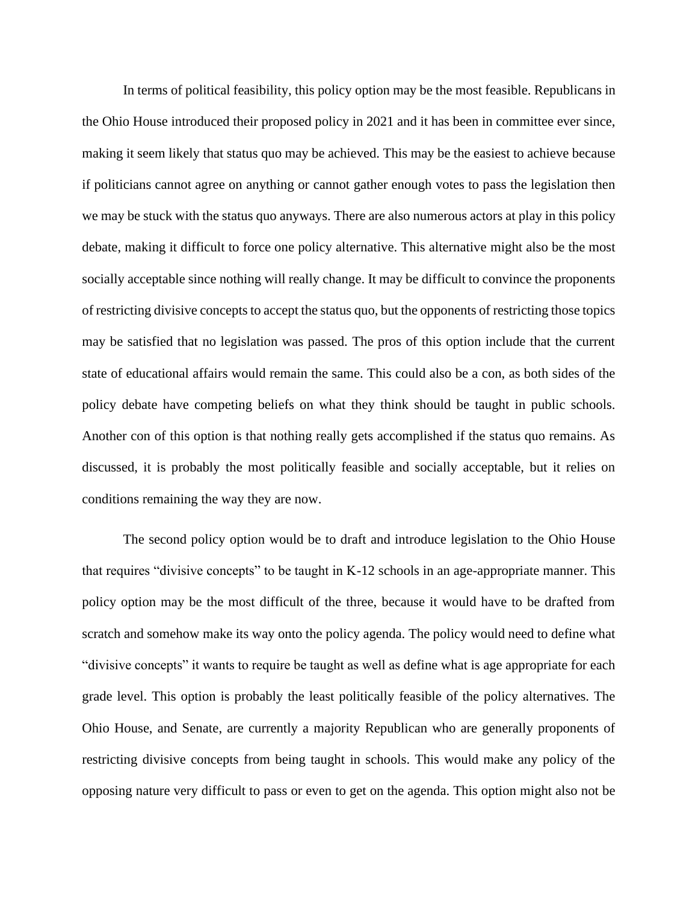In terms of political feasibility, this policy option may be the most feasible. Republicans in the Ohio House introduced their proposed policy in 2021 and it has been in committee ever since, making it seem likely that status quo may be achieved. This may be the easiest to achieve because if politicians cannot agree on anything or cannot gather enough votes to pass the legislation then we may be stuck with the status quo anyways. There are also numerous actors at play in this policy debate, making it difficult to force one policy alternative. This alternative might also be the most socially acceptable since nothing will really change. It may be difficult to convince the proponents of restricting divisive concepts to accept the status quo, but the opponents of restricting those topics may be satisfied that no legislation was passed. The pros of this option include that the current state of educational affairs would remain the same. This could also be a con, as both sides of the policy debate have competing beliefs on what they think should be taught in public schools. Another con of this option is that nothing really gets accomplished if the status quo remains. As discussed, it is probably the most politically feasible and socially acceptable, but it relies on conditions remaining the way they are now.

The second policy option would be to draft and introduce legislation to the Ohio House that requires "divisive concepts" to be taught in K-12 schools in an age-appropriate manner. This policy option may be the most difficult of the three, because it would have to be drafted from scratch and somehow make its way onto the policy agenda. The policy would need to define what "divisive concepts" it wants to require be taught as well as define what is age appropriate for each grade level. This option is probably the least politically feasible of the policy alternatives. The Ohio House, and Senate, are currently a majority Republican who are generally proponents of restricting divisive concepts from being taught in schools. This would make any policy of the opposing nature very difficult to pass or even to get on the agenda. This option might also not be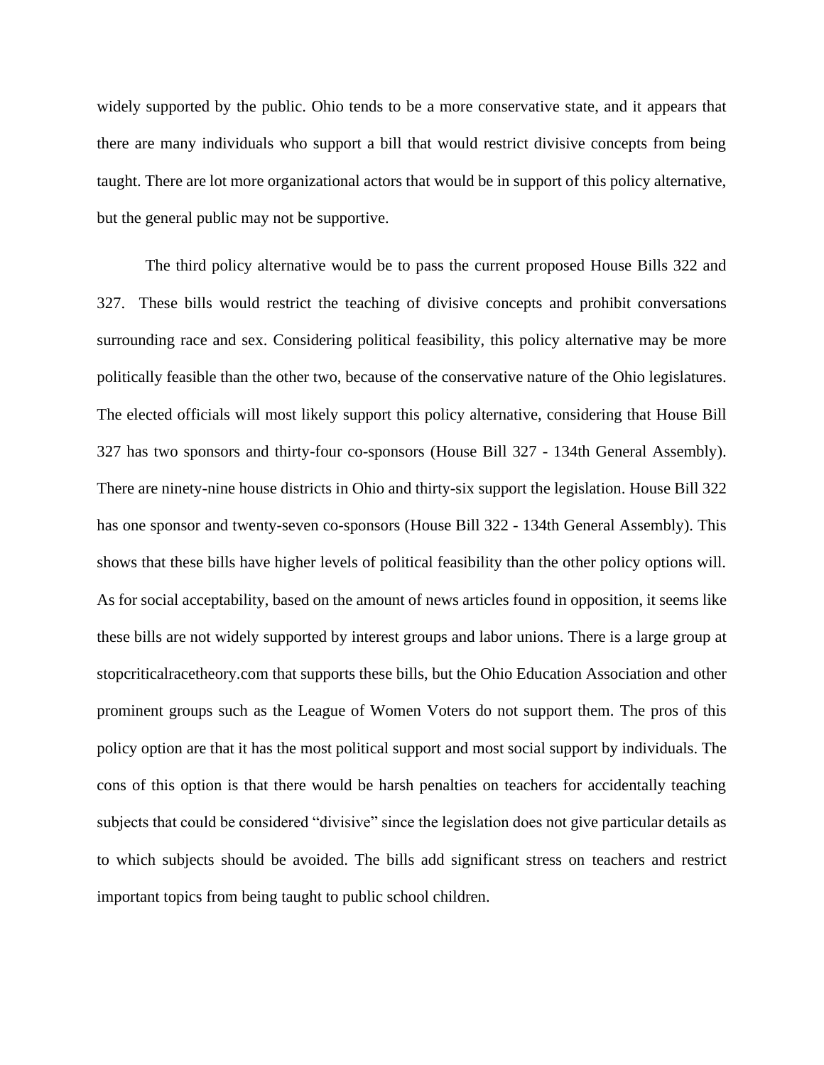widely supported by the public. Ohio tends to be a more conservative state, and it appears that there are many individuals who support a bill that would restrict divisive concepts from being taught. There are lot more organizational actors that would be in support of this policy alternative, but the general public may not be supportive.

The third policy alternative would be to pass the current proposed House Bills 322 and 327. These bills would restrict the teaching of divisive concepts and prohibit conversations surrounding race and sex. Considering political feasibility, this policy alternative may be more politically feasible than the other two, because of the conservative nature of the Ohio legislatures. The elected officials will most likely support this policy alternative, considering that House Bill 327 has two sponsors and thirty-four co-sponsors (House Bill 327 - 134th General Assembly). There are ninety-nine house districts in Ohio and thirty-six support the legislation. House Bill 322 has one sponsor and twenty-seven co-sponsors (House Bill 322 - 134th General Assembly). This shows that these bills have higher levels of political feasibility than the other policy options will. As for social acceptability, based on the amount of news articles found in opposition, it seems like these bills are not widely supported by interest groups and labor unions. There is a large group at stopcriticalracetheory.com that supports these bills, but the Ohio Education Association and other prominent groups such as the League of Women Voters do not support them. The pros of this policy option are that it has the most political support and most social support by individuals. The cons of this option is that there would be harsh penalties on teachers for accidentally teaching subjects that could be considered "divisive" since the legislation does not give particular details as to which subjects should be avoided. The bills add significant stress on teachers and restrict important topics from being taught to public school children.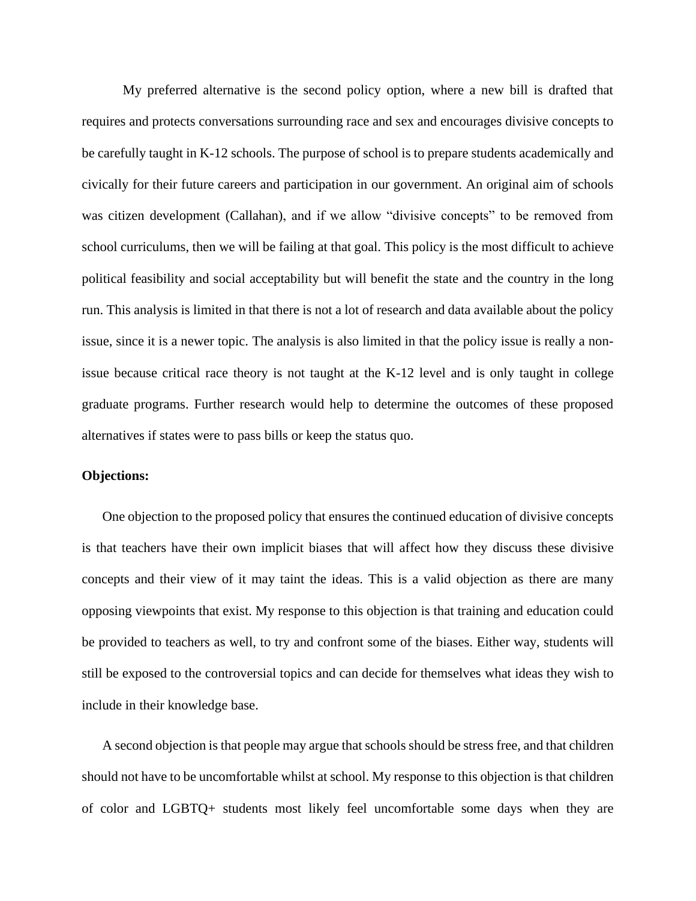My preferred alternative is the second policy option, where a new bill is drafted that requires and protects conversations surrounding race and sex and encourages divisive concepts to be carefully taught in K-12 schools. The purpose of school is to prepare students academically and civically for their future careers and participation in our government. An original aim of schools was citizen development (Callahan), and if we allow "divisive concepts" to be removed from school curriculums, then we will be failing at that goal. This policy is the most difficult to achieve political feasibility and social acceptability but will benefit the state and the country in the long run. This analysis is limited in that there is not a lot of research and data available about the policy issue, since it is a newer topic. The analysis is also limited in that the policy issue is really a non-issue because critical race theory is not taught at the K-12 level and is only taught in college graduate programs. Further research would help to determine the outcomes of these proposed alternatives if states were to pass bills or keep the status quo.

**Objections:**

One objection to the proposed policy that ensures the continued education of divisive concepts is that teachers have their own implicit biases that will affect how they discuss these divisive concepts and their view of it may taint the ideas. This is a valid objection as there are many opposing viewpoints that exist. My response to this objection is that training and education could be provided to teachers as well, to try and confront some of the biases. Either way, students will still be exposed to the controversial topics and can decide for themselves what ideas they wish to include in their knowledge base.

A second objection is that people may argue that schools should be stress free, and that children should not have to be uncomfortable whilst at school. My response to this objection is that children of color and LGBTQ+ students most likely feel uncomfortable some days when they are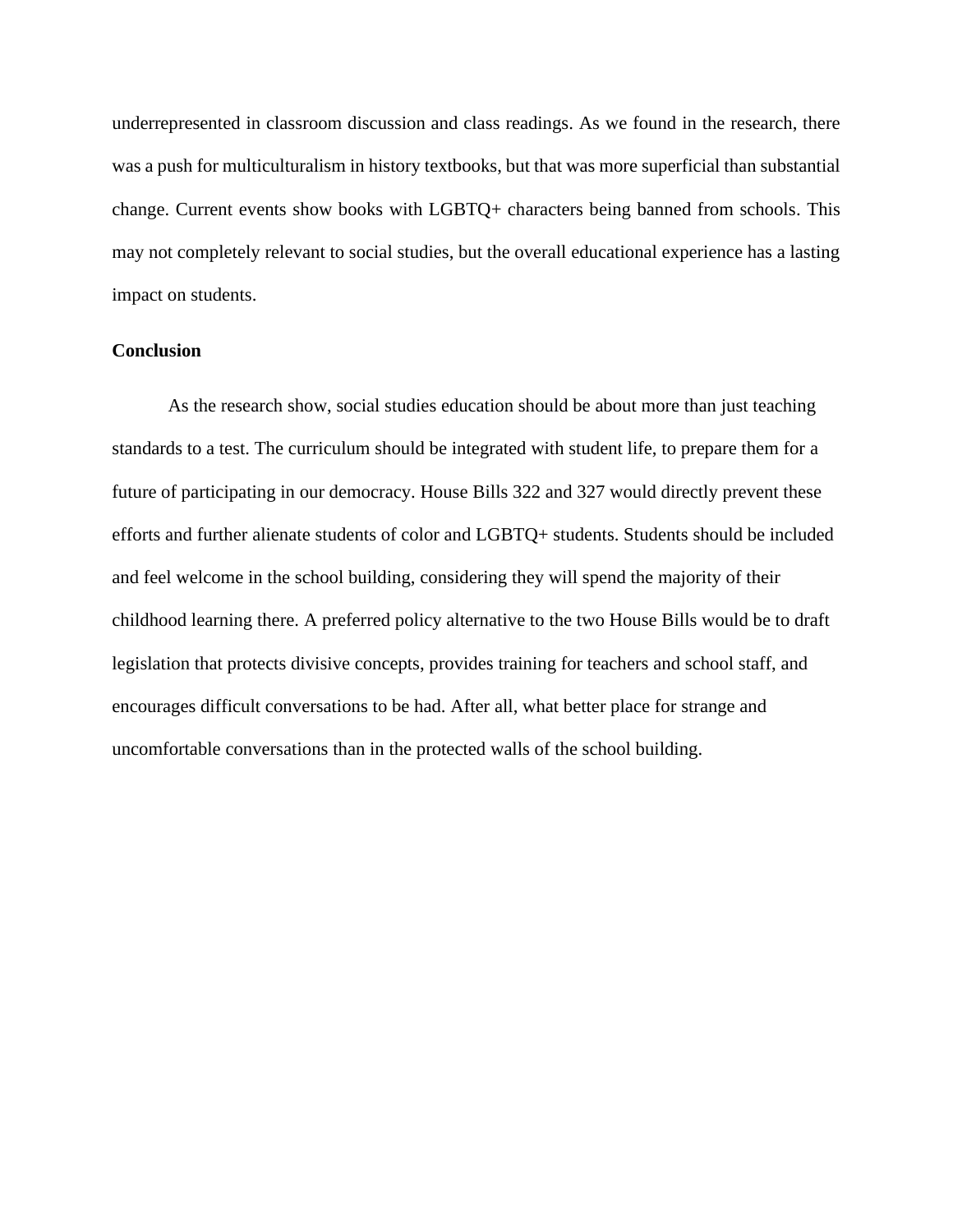underrepresented in classroom discussion and class readings. As we found in the research, there was a push for multiculturalism in history textbooks, but that was more superficial than substantial change. Current events show books with LGBTQ+ characters being banned from schools. This may not completely relevant to social studies, but the overall educational experience has a lasting impact on students.

**Conclusion**

As the research show, social studies education should be about more than just teaching standards to a test. The curriculum should be integrated with student life, to prepare them for a future of participating in our democracy. House Bills 322 and 327 would directly prevent these efforts and further alienate students of color and LGBTQ+ students. Students should be included and feel welcome in the school building, considering they will spend the majority of their childhood learning there. A preferred policy alternative to the two House Bills would be to draft legislation that protects divisive concepts, provides training for teachers and school staff, and encourages difficult conversations to be had. After all, what better place for strange and uncomfortable conversations than in the protected walls of the school building.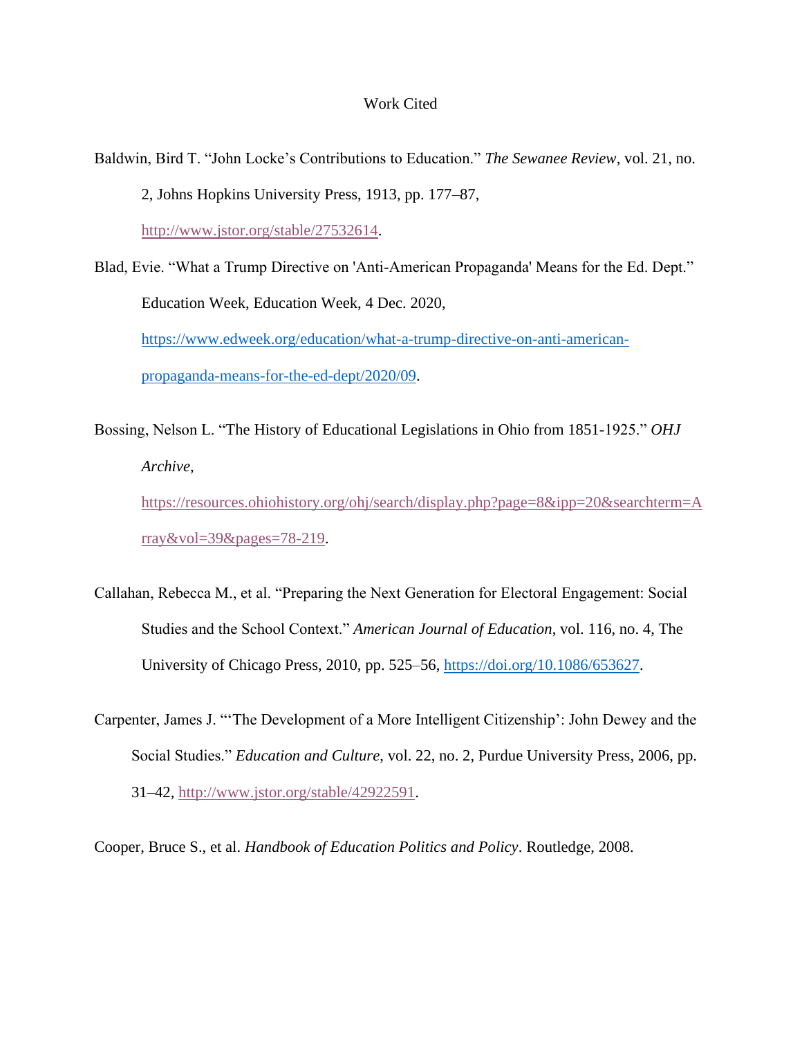# Work Cited

Baldwin, Bird T. "John Locke's Contributions to Education." *The Sewanee Review*, vol. 21, no. 2, Johns Hopkins University Press, 1913, pp. 177–87, http://www.jstor.org/stable/27532614.

Blad, Evie. "What a Trump Directive on 'Anti-American Propaganda' Means for the Ed. Dept." Education Week, Education Week, 4 Dec. 2020, https://www.edweek.org/education/what-a-trump-directive-on-anti-american-propaganda-means-for-the-ed-dept/2020/09.

Bossing, Nelson L. "The History of Educational Legislations in Ohio from 1851-1925." *OHJ Archive*, https://resources.ohiohistory.org/ohj/search/display.php?page=8&ipp=20&searchterm=Array&vol=39&pages=78-219.

Callahan, Rebecca M., et al. "Preparing the Next Generation for Electoral Engagement: Social Studies and the School Context." *American Journal of Education*, vol. 116, no. 4, The University of Chicago Press, 2010, pp. 525–56, https://doi.org/10.1086/653627.

Carpenter, James J. "'The Development of a More Intelligent Citizenship': John Dewey and the Social Studies." *Education and Culture*, vol. 22, no. 2, Purdue University Press, 2006, pp. 31–42, http://www.jstor.org/stable/42922591.

Cooper, Bruce S., et al. *Handbook of Education Politics and Policy*. Routledge, 2008.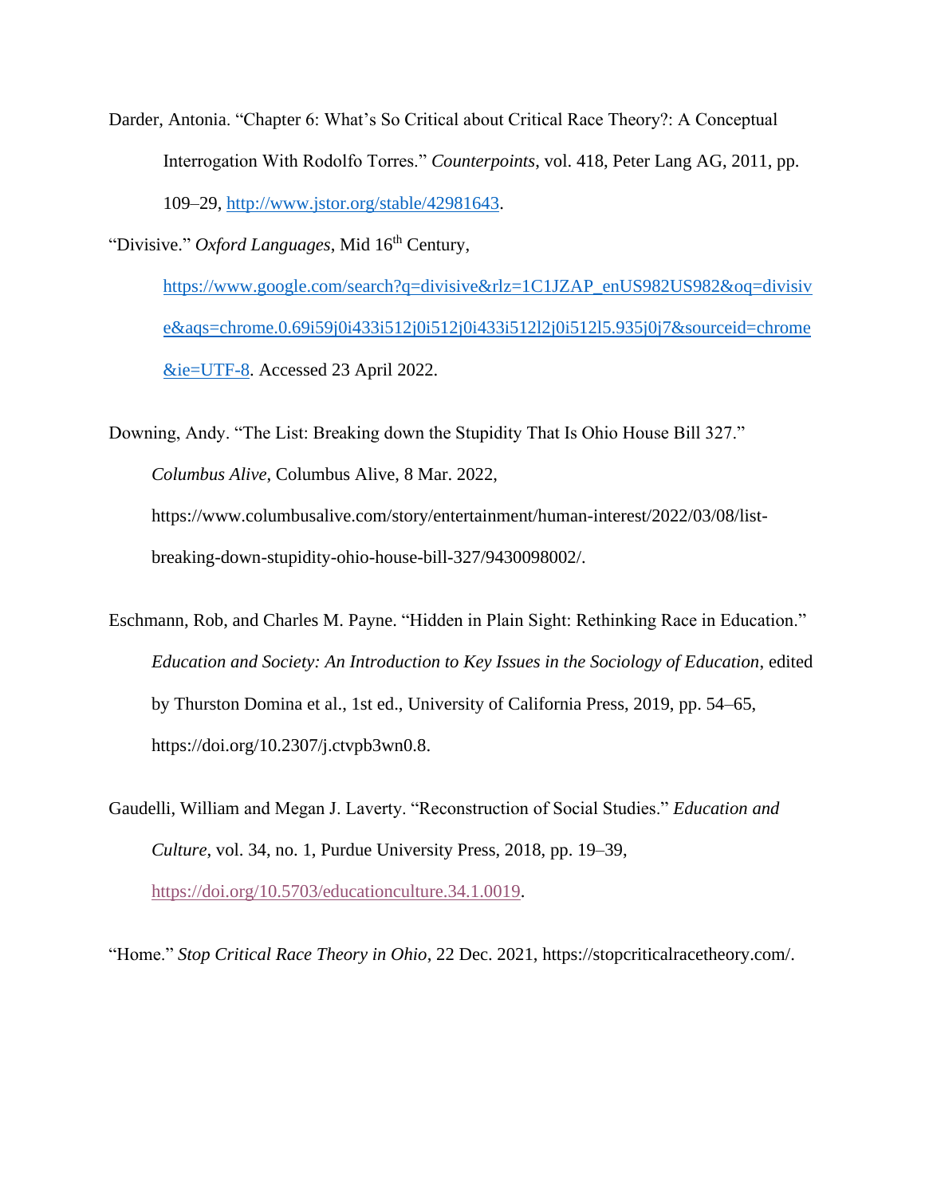Darder, Antonia. "Chapter 6: What's So Critical about Critical Race Theory?: A Conceptual Interrogation With Rodolfo Torres." *Counterpoints*, vol. 418, Peter Lang AG, 2011, pp. 109–29, http://www.jstor.org/stable/42981643.

"Divisive." *Oxford Languages*, Mid 16th Century, https://www.google.com/search?q=divisive&rlz=1C1JZAP_enUS982US982&oq=divisive&aqs=chrome.0.69i59j0i433i512j0i512j0i433i512l2j0i512l5.935j0j7&sourceid=chrome&ie=UTF-8. Accessed 23 April 2022.

Downing, Andy. "The List: Breaking down the Stupidity That Is Ohio House Bill 327." *Columbus Alive*, Columbus Alive, 8 Mar. 2022, https://www.columbusalive.com/story/entertainment/human-interest/2022/03/08/list-breaking-down-stupidity-ohio-house-bill-327/9430098002/.

Eschmann, Rob, and Charles M. Payne. "Hidden in Plain Sight: Rethinking Race in Education." *Education and Society: An Introduction to Key Issues in the Sociology of Education*, edited by Thurston Domina et al., 1st ed., University of California Press, 2019, pp. 54–65, https://doi.org/10.2307/j.ctvpb3wn0.8.

Gaudelli, William and Megan J. Laverty. "Reconstruction of Social Studies." *Education and Culture*, vol. 34, no. 1, Purdue University Press, 2018, pp. 19–39, https://doi.org/10.5703/educationculture.34.1.0019.

"Home." *Stop Critical Race Theory in Ohio*, 22 Dec. 2021, https://stopcriticalracetheory.com/.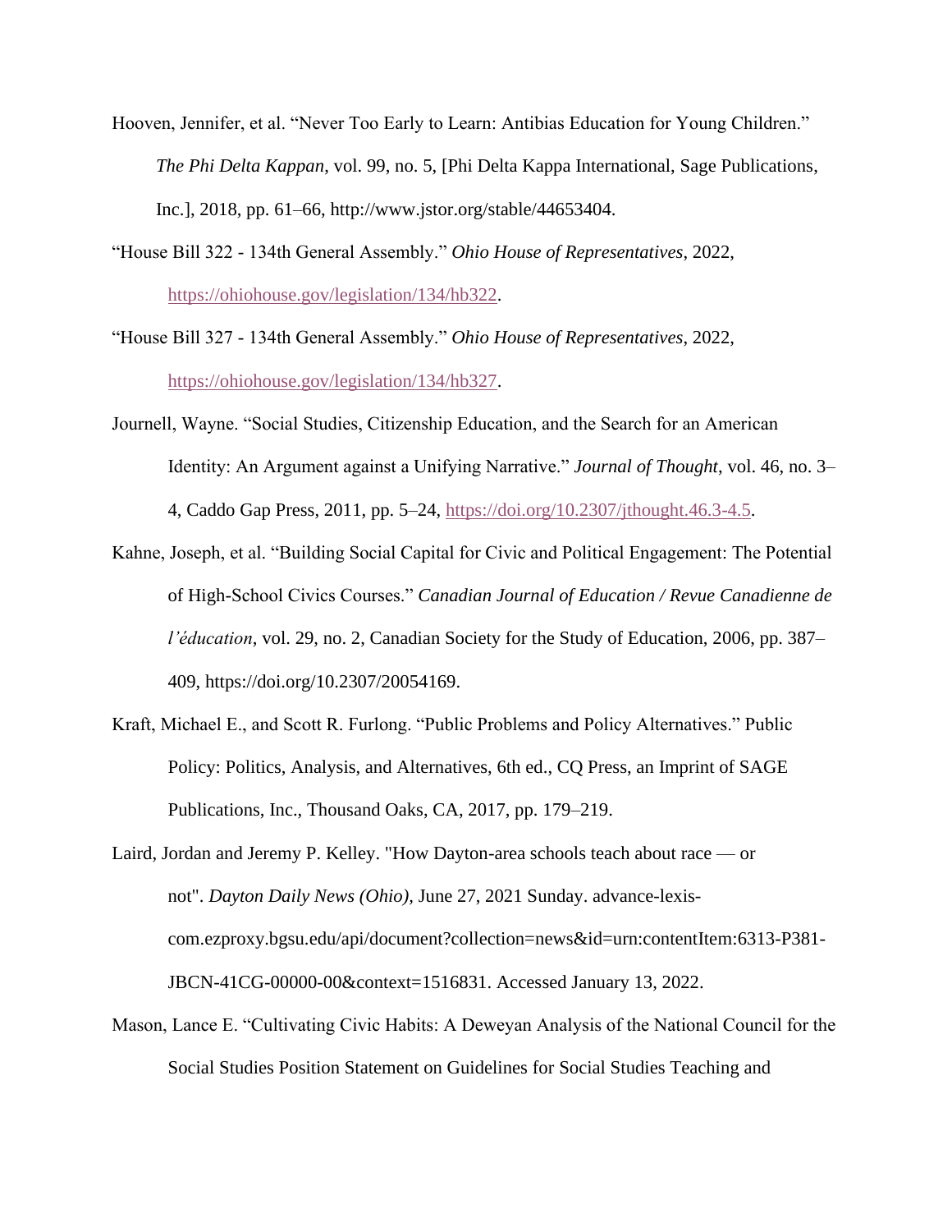Hooven, Jennifer, et al. "Never Too Early to Learn: Antibias Education for Young Children." *The Phi Delta Kappan*, vol. 99, no. 5, [Phi Delta Kappa International, Sage Publications, Inc.], 2018, pp. 61–66, http://www.jstor.org/stable/44653404.

"House Bill 322 - 134th General Assembly." *Ohio House of Representatives*, 2022, https://ohiohouse.gov/legislation/134/hb322.

"House Bill 327 - 134th General Assembly." *Ohio House of Representatives*, 2022, https://ohiohouse.gov/legislation/134/hb327.

Journell, Wayne. "Social Studies, Citizenship Education, and the Search for an American Identity: An Argument against a Unifying Narrative." *Journal of Thought*, vol. 46, no. 3–4, Caddo Gap Press, 2011, pp. 5–24, https://doi.org/10.2307/jthought.46.3-4.5.

Kahne, Joseph, et al. "Building Social Capital for Civic and Political Engagement: The Potential of High-School Civics Courses." *Canadian Journal of Education / Revue Canadienne de l'éducation*, vol. 29, no. 2, Canadian Society for the Study of Education, 2006, pp. 387–409, https://doi.org/10.2307/20054169.

Kraft, Michael E., and Scott R. Furlong. "Public Problems and Policy Alternatives." Public Policy: Politics, Analysis, and Alternatives, 6th ed., CQ Press, an Imprint of SAGE Publications, Inc., Thousand Oaks, CA, 2017, pp. 179–219.

Laird, Jordan and Jeremy P. Kelley. "How Dayton-area schools teach about race — or not". *Dayton Daily News (Ohio),* June 27, 2021 Sunday. advance-lexis-com.ezproxy.bgsu.edu/api/document?collection=news&id=urn:contentItem:6313-P381-JBCN-41CG-00000-00&context=1516831. Accessed January 13, 2022.

Mason, Lance E. "Cultivating Civic Habits: A Deweyan Analysis of the National Council for the Social Studies Position Statement on Guidelines for Social Studies Teaching and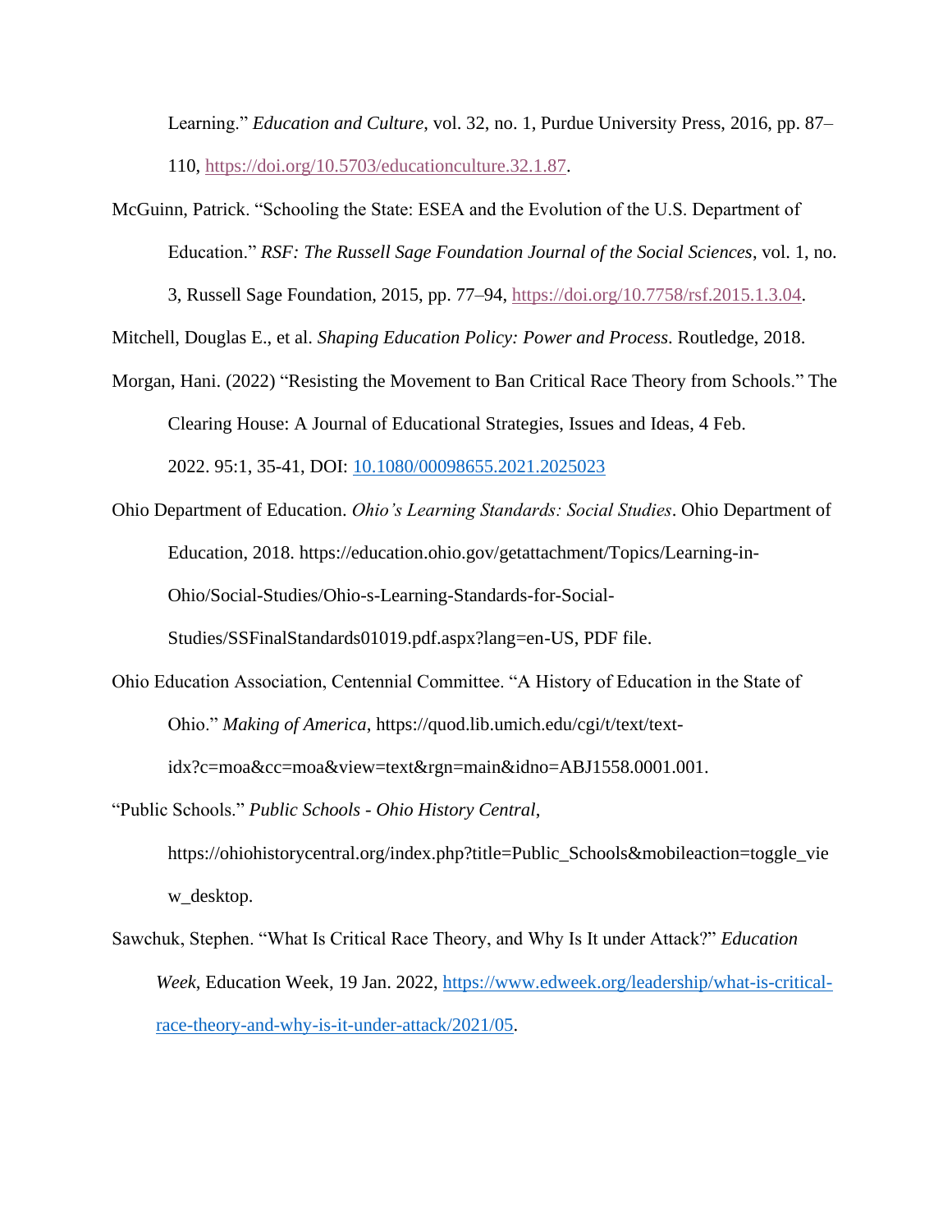Learning." *Education and Culture*, vol. 32, no. 1, Purdue University Press, 2016, pp. 87–110, https://doi.org/10.5703/educationculture.32.1.87.

McGuinn, Patrick. "Schooling the State: ESEA and the Evolution of the U.S. Department of Education." *RSF: The Russell Sage Foundation Journal of the Social Sciences*, vol. 1, no. 3, Russell Sage Foundation, 2015, pp. 77–94, https://doi.org/10.7758/rsf.2015.1.3.04.

Mitchell, Douglas E., et al. *Shaping Education Policy: Power and Process*. Routledge, 2018.

Morgan, Hani. (2022) "Resisting the Movement to Ban Critical Race Theory from Schools." The Clearing House: A Journal of Educational Strategies, Issues and Ideas, 4 Feb. 2022. 95:1, 35-41, DOI: 10.1080/00098655.2021.2025023

Ohio Department of Education. *Ohio's Learning Standards: Social Studies*. Ohio Department of Education, 2018. https://education.ohio.gov/getattachment/Topics/Learning-in-Ohio/Social-Studies/Ohio-s-Learning-Standards-for-Social-Studies/SSFinalStandards01019.pdf.aspx?lang=en-US, PDF file.

Ohio Education Association, Centennial Committee. "A History of Education in the State of Ohio." *Making of America*, https://quod.lib.umich.edu/cgi/t/text/text-idx?c=moa&cc=moa&view=text&rgn=main&idno=ABJ1558.0001.001.

"Public Schools." *Public Schools - Ohio History Central*, https://ohiohistorycentral.org/index.php?title=Public_Schools&mobileaction=toggle_view_desktop.

Sawchuk, Stephen. "What Is Critical Race Theory, and Why Is It under Attack?" *Education Week*, Education Week, 19 Jan. 2022, https://www.edweek.org/leadership/what-is-critical-race-theory-and-why-is-it-under-attack/2021/05.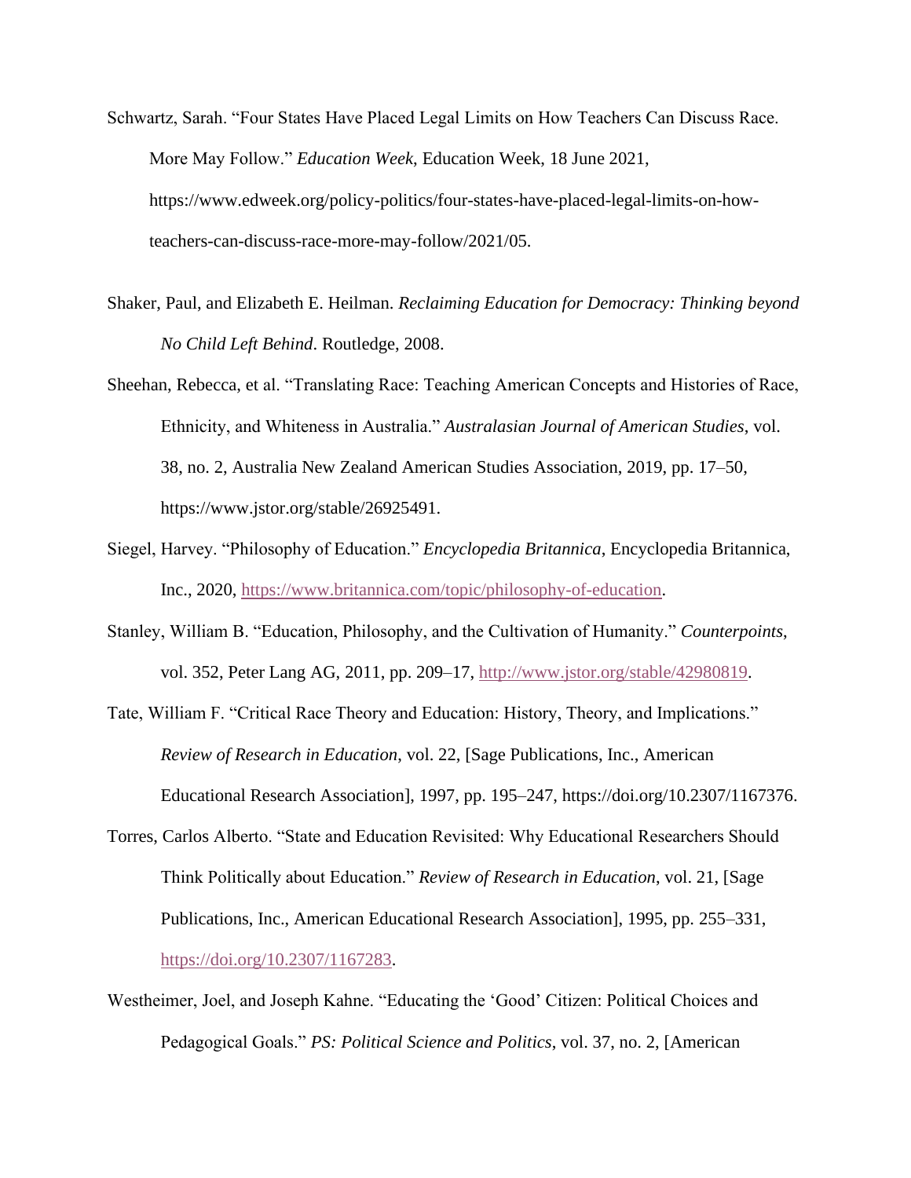Schwartz, Sarah. "Four States Have Placed Legal Limits on How Teachers Can Discuss Race. More May Follow." *Education Week*, Education Week, 18 June 2021, https://www.edweek.org/policy-politics/four-states-have-placed-legal-limits-on-how-teachers-can-discuss-race-more-may-follow/2021/05.

Shaker, Paul, and Elizabeth E. Heilman. *Reclaiming Education for Democracy: Thinking beyond No Child Left Behind*. Routledge, 2008.

Sheehan, Rebecca, et al. "Translating Race: Teaching American Concepts and Histories of Race, Ethnicity, and Whiteness in Australia." *Australasian Journal of American Studies*, vol. 38, no. 2, Australia New Zealand American Studies Association, 2019, pp. 17–50, https://www.jstor.org/stable/26925491.

Siegel, Harvey. "Philosophy of Education." *Encyclopedia Britannica*, Encyclopedia Britannica, Inc., 2020, https://www.britannica.com/topic/philosophy-of-education.

Stanley, William B. "Education, Philosophy, and the Cultivation of Humanity." *Counterpoints*, vol. 352, Peter Lang AG, 2011, pp. 209–17, http://www.jstor.org/stable/42980819.

Tate, William F. "Critical Race Theory and Education: History, Theory, and Implications." *Review of Research in Education*, vol. 22, [Sage Publications, Inc., American Educational Research Association], 1997, pp. 195–247, https://doi.org/10.2307/1167376.

Torres, Carlos Alberto. "State and Education Revisited: Why Educational Researchers Should Think Politically about Education." *Review of Research in Education*, vol. 21, [Sage Publications, Inc., American Educational Research Association], 1995, pp. 255–331, https://doi.org/10.2307/1167283.

Westheimer, Joel, and Joseph Kahne. "Educating the 'Good' Citizen: Political Choices and Pedagogical Goals." *PS: Political Science and Politics*, vol. 37, no. 2, [American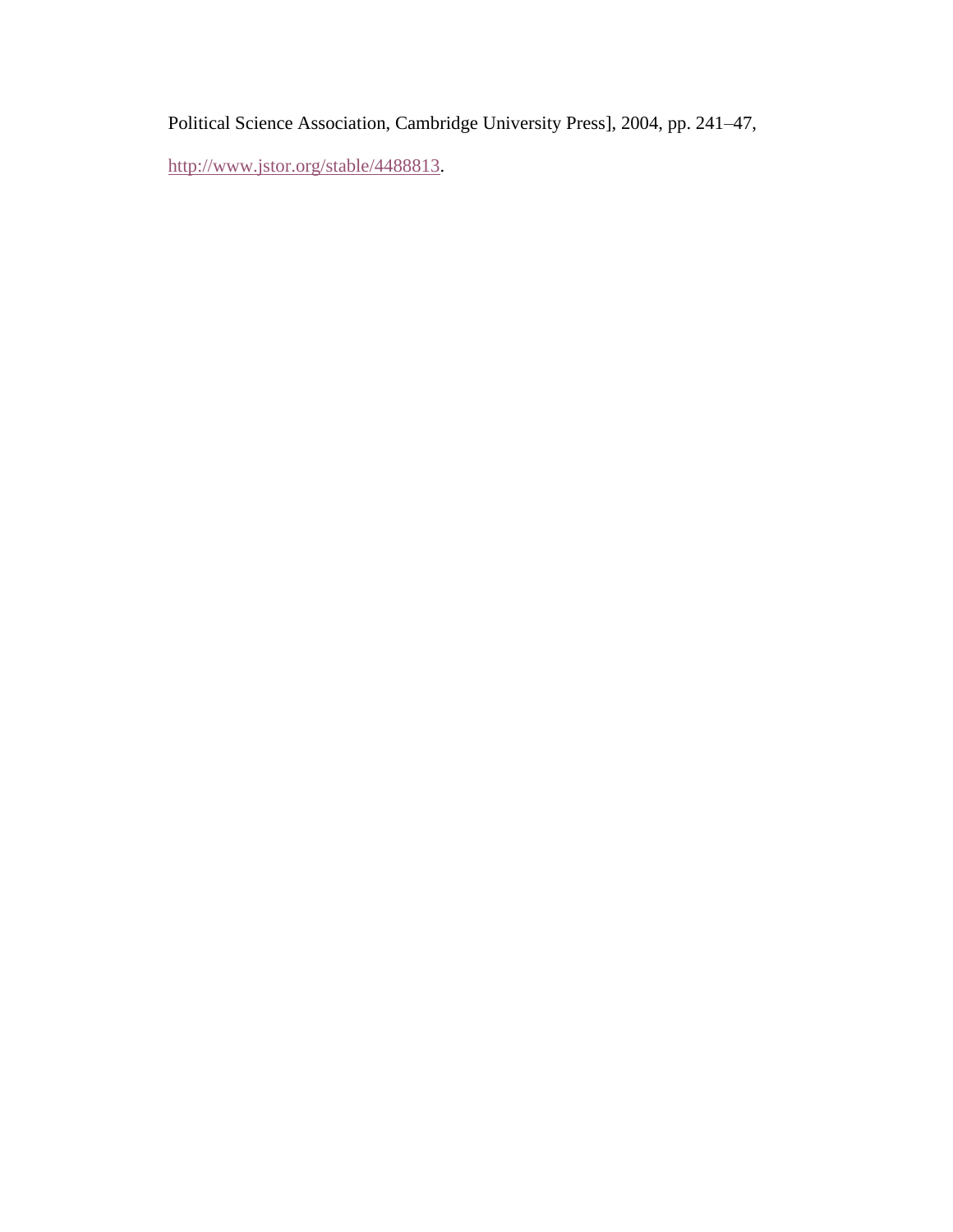Political Science Association, Cambridge University Press], 2004, pp. 241–47,

[http://www.jstor.org/stable/4488813](http://www.jstor.org/stable/4488813).